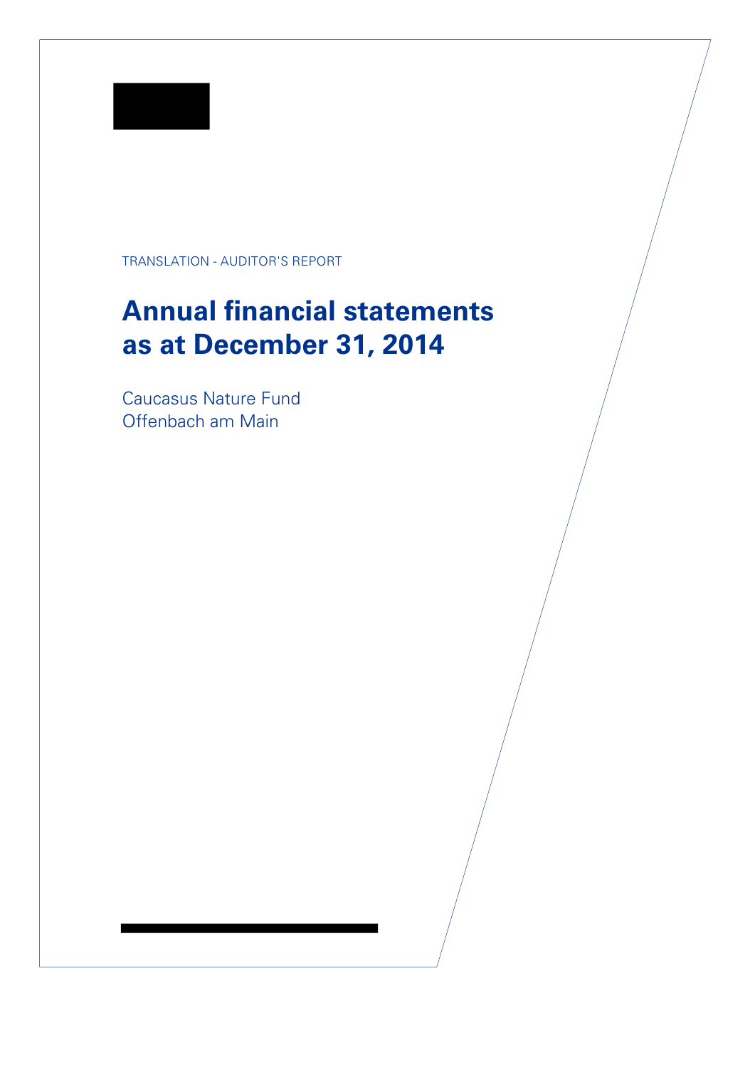TRANSLATION - AUDITOR'S REPORT

# Annual financial statements as at December 31, 2014

Caucasus Nature Fund
Offenbach am Main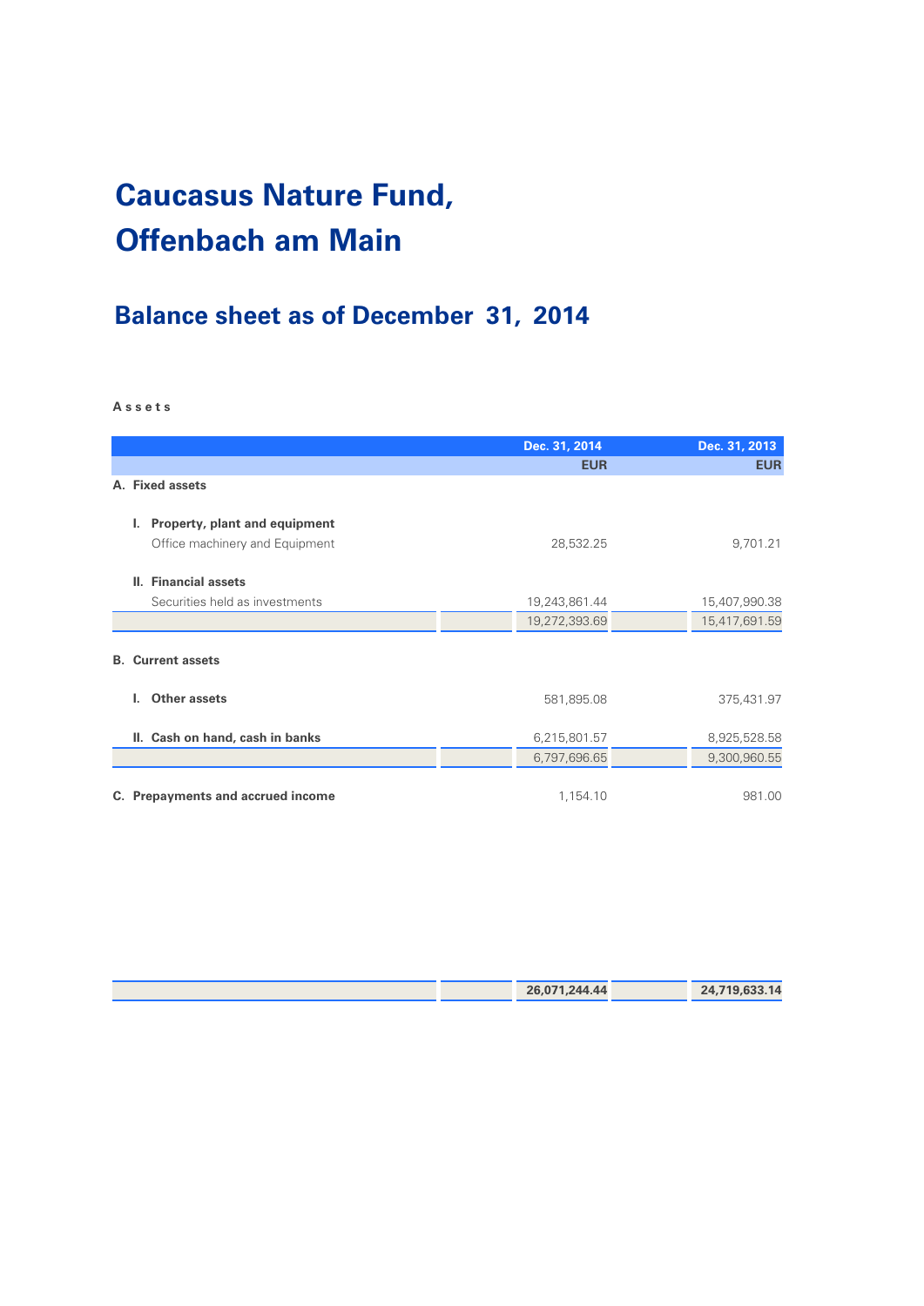# Caucasus Nature Fund, Offenbach am Main

## Balance sheet as of December 31, 2014

**Assets**

| | Dec. 31, 2014 | Dec. 31, 2013 |
|---|---|---|
| | EUR | EUR |
| **A. Fixed assets** | | |
| **I. Property, plant and equipment** | | |
| Office machinery and Equipment | 28,532.25 | 9,701.21 |
| **II. Financial assets** | | |
| Securities held as investments | 19,243,861.44 | 15,407,990.38 |
| | 19,272,393.69 | 15,417,691.59 |
| **B. Current assets** | | |
| **I. Other assets** | 581,895.08 | 375,431.97 |
| **II. Cash on hand, cash in banks** | 6,215,801.57 | 8,925,528.58 |
| | 6,797,696.65 | 9,300,960.55 |
| **C. Prepayments and accrued income** | 1,154.10 | 981.00 |
| | **26,071,244.44** | **24,719,633.14** |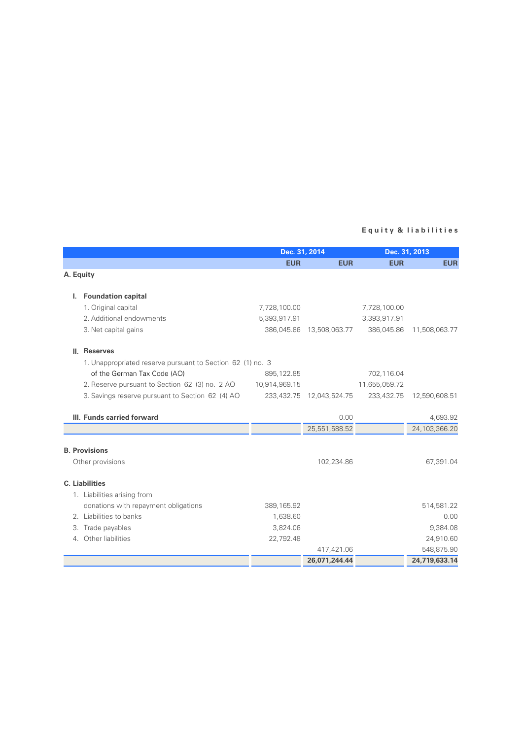## Equity & liabilities

| | Dec. 31, 2014 | | Dec. 31, 2013 | |
|---|---|---|---|---|
| | EUR | EUR | EUR | EUR |
| **A. Equity** | | | | |
| **I. Foundation capital** | | | | |
| 1. Original capital | 7,728,100.00 | | 7,728,100.00 | |
| 2. Additional endowments | 5,393,917.91 | | 3,393,917.91 | |
| 3. Net capital gains | 386,045.86 | 13,508,063.77 | 386,045.86 | 11,508,063.77 |
| **II. Reserves** | | | | |
| 1. Unappropriated reserve pursuant to Section 62 (1) no. 3 of the German Tax Code (AO) | 895,122.85 | | 702,116.04 | |
| 2. Reserve pursuant to Section 62 (3) no. 2 AO | 10,914,969.15 | | 11,655,059.72 | |
| 3. Savings reserve pursuant to Section 62 (4) AO | 233,432.75 | 12,043,524.75 | 233,432.75 | 12,590,608.51 |
| **III. Funds carried forward** | | 0.00 | | 4,693.92 |
| | | 25,551,588.52 | | 24,103,366.20 |
| **B. Provisions** | | | | |
| Other provisions | | 102,234.86 | | 67,391.04 |
| **C. Liabilities** | | | | |
| 1. Liabilities arising from donations with repayment obligations | 389,165.92 | | | 514,581.22 |
| 2. Liabilities to banks | 1,638.60 | | | 0.00 |
| 3. Trade payables | 3,824.06 | | | 9,384.08 |
| 4. Other liabilities | 22,792.48 | | | 24,910.60 |
| | | 417,421.06 | | 548,875.90 |
| | | **26,071,244.44** | | **24,719,633.14** |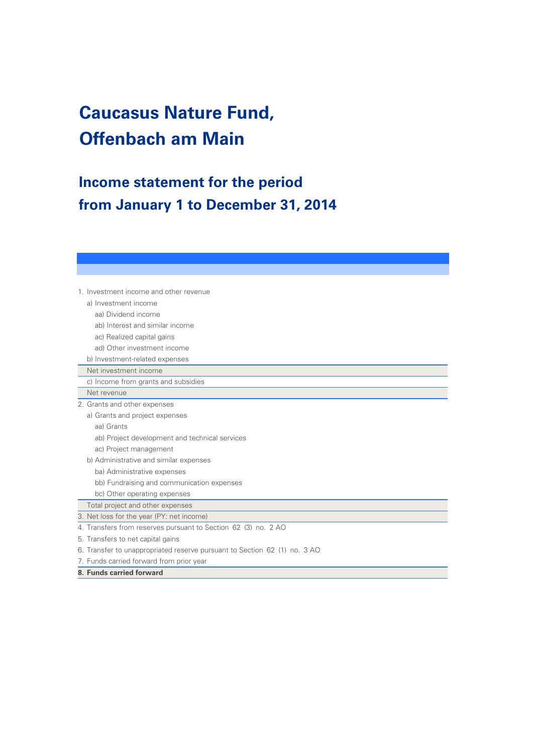# Caucasus Nature Fund, Offenbach am Main

## Income statement for the period from January 1 to December 31, 2014

| |
|---|
| 1. Investment income and other revenue |
| a) Investment income |
| aa) Dividend income |
| ab) Interest and similar income |
| ac) Realized capital gains |
| ad) Other investment income |
| b) Investment-related expenses |
| Net investment income |
| c) Income from grants and subsidies |
| Net revenue |
| 2. Grants and other expenses |
| a) Grants and project expenses |
| aa) Grants |
| ab) Project development and technical services |
| ac) Project management |
| b) Administrative and similar expenses |
| ba) Administrative expenses |
| bb) Fundraising and communication expenses |
| bc) Other operating expenses |
| Total project and other expenses |
| 3. Net loss for the year (PY: net income) |
| 4. Transfers from reserves pursuant to Section 62 (3) no. 2 AO |
| 5. Transfers to net capital gains |
| 6. Transfer to unappropriated reserve pursuant to Section 62 (1) no. 3 AO |
| 7. Funds carried forward from prior year |
| **8. Funds carried forward** |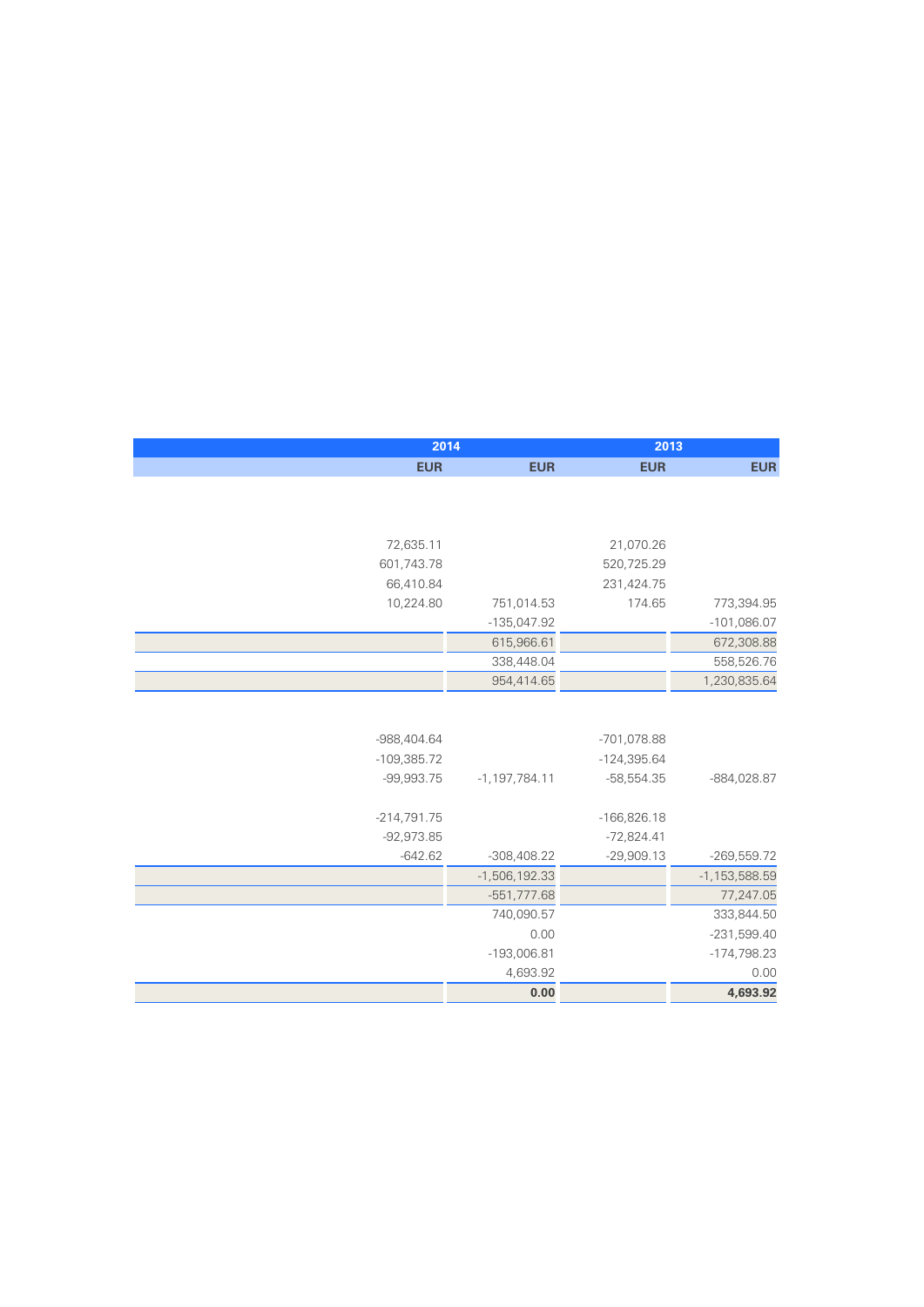| | 2014 | | 2013 | |
|---|---|---|---|---|
| | EUR | EUR | EUR | EUR |
| | | | | |
| | 72,635.11 | | 21,070.26 | |
| | 601,743.78 | | 520,725.29 | |
| | 66,410.84 | | 231,424.75 | |
| | 10,224.80 | 751,014.53 | 174.65 | 773,394.95 |
| | | -135,047.92 | | -101,086.07 |
| | | 615,966.61 | | 672,308.88 |
| | | 338,448.04 | | 558,526.76 |
| | | 954,414.65 | | 1,230,835.64 |
| | | | | |
| | -988,404.64 | | -701,078.88 | |
| | -109,385.72 | | -124,395.64 | |
| | -99,993.75 | -1,197,784.11 | -58,554.35 | -884,028.87 |
| | | | | |
| | -214,791.75 | | -166,826.18 | |
| | -92,973.85 | | -72,824.41 | |
| | -642.62 | -308,408.22 | -29,909.13 | -269,559.72 |
| | | -1,506,192.33 | | -1,153,588.59 |
| | | -551,777.68 | | 77,247.05 |
| | | 740,090.57 | | 333,844.50 |
| | | 0.00 | | -231,599.40 |
| | | -193,006.81 | | -174,798.23 |
| | | 4,693.92 | | 0.00 |
| | | **0.00** | | **4,693.92** |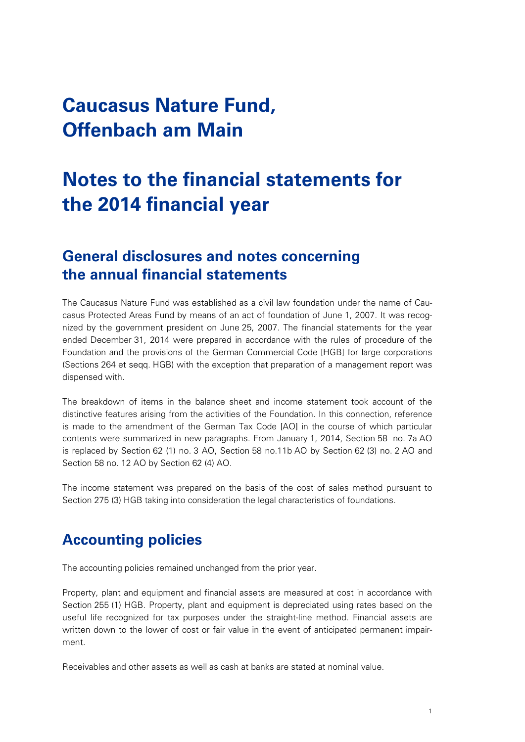# Caucasus Nature Fund, Offenbach am Main

# Notes to the financial statements for the 2014 financial year

## General disclosures and notes concerning the annual financial statements

The Caucasus Nature Fund was established as a civil law foundation under the name of Caucasus Protected Areas Fund by means of an act of foundation of June 1, 2007. It was recognized by the government president on June 25, 2007. The financial statements for the year ended December 31, 2014 were prepared in accordance with the rules of procedure of the Foundation and the provisions of the German Commercial Code [HGB] for large corporations (Sections 264 et seqq. HGB) with the exception that preparation of a management report was dispensed with.

The breakdown of items in the balance sheet and income statement took account of the distinctive features arising from the activities of the Foundation. In this connection, reference is made to the amendment of the German Tax Code [AO] in the course of which particular contents were summarized in new paragraphs. From January 1, 2014, Section 58 no. 7a AO is replaced by Section 62 (1) no. 3 AO, Section 58 no.11b AO by Section 62 (3) no. 2 AO and Section 58 no. 12 AO by Section 62 (4) AO.

The income statement was prepared on the basis of the cost of sales method pursuant to Section 275 (3) HGB taking into consideration the legal characteristics of foundations.

## Accounting policies

The accounting policies remained unchanged from the prior year.

Property, plant and equipment and financial assets are measured at cost in accordance with Section 255 (1) HGB. Property, plant and equipment is depreciated using rates based on the useful life recognized for tax purposes under the straight-line method. Financial assets are written down to the lower of cost or fair value in the event of anticipated permanent impairment.

Receivables and other assets as well as cash at banks are stated at nominal value.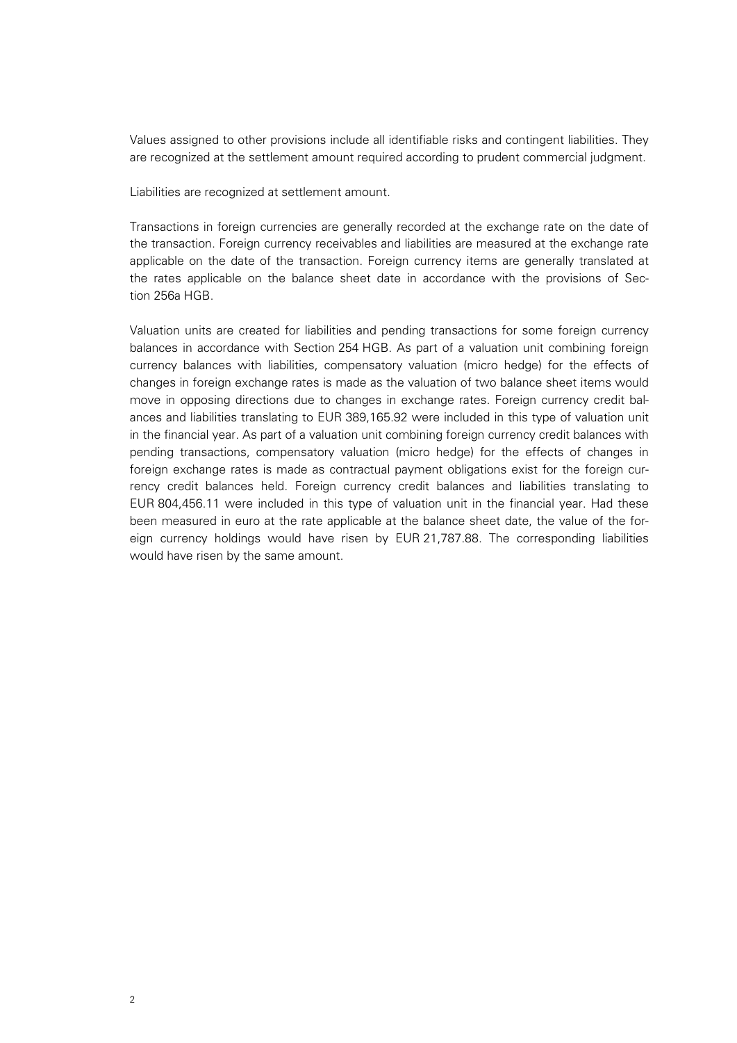Values assigned to other provisions include all identifiable risks and contingent liabilities. They are recognized at the settlement amount required according to prudent commercial judgment.

Liabilities are recognized at settlement amount.

Transactions in foreign currencies are generally recorded at the exchange rate on the date of the transaction. Foreign currency receivables and liabilities are measured at the exchange rate applicable on the date of the transaction. Foreign currency items are generally translated at the rates applicable on the balance sheet date in accordance with the provisions of Section 256a HGB.

Valuation units are created for liabilities and pending transactions for some foreign currency balances in accordance with Section 254 HGB. As part of a valuation unit combining foreign currency balances with liabilities, compensatory valuation (micro hedge) for the effects of changes in foreign exchange rates is made as the valuation of two balance sheet items would move in opposing directions due to changes in exchange rates. Foreign currency credit balances and liabilities translating to EUR 389,165.92 were included in this type of valuation unit in the financial year. As part of a valuation unit combining foreign currency credit balances with pending transactions, compensatory valuation (micro hedge) for the effects of changes in foreign exchange rates is made as contractual payment obligations exist for the foreign currency credit balances held. Foreign currency credit balances and liabilities translating to EUR 804,456.11 were included in this type of valuation unit in the financial year. Had these been measured in euro at the rate applicable at the balance sheet date, the value of the foreign currency holdings would have risen by EUR 21,787.88. The corresponding liabilities would have risen by the same amount.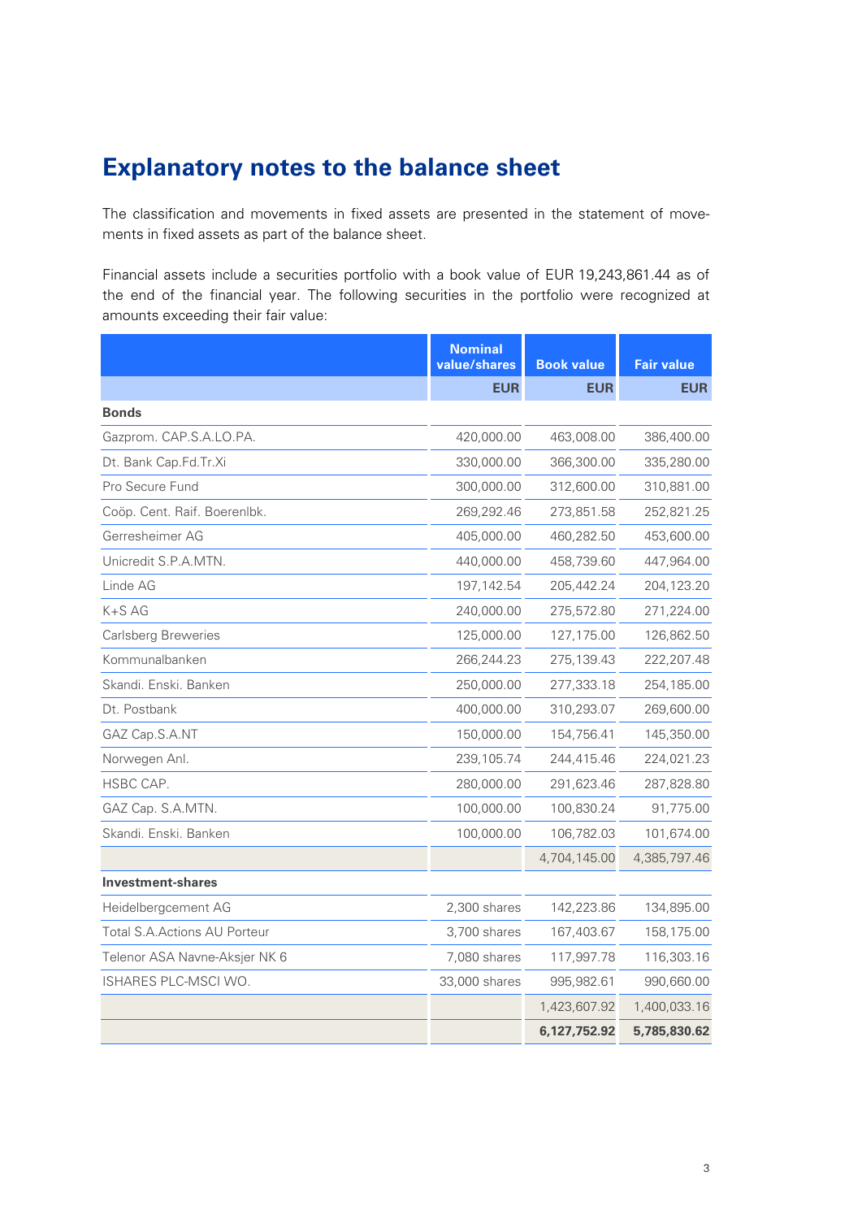# Explanatory notes to the balance sheet

The classification and movements in fixed assets are presented in the statement of movements in fixed assets as part of the balance sheet.

Financial assets include a securities portfolio with a book value of EUR 19,243,861.44 as of the end of the financial year. The following securities in the portfolio were recognized at amounts exceeding their fair value:

| | Nominal value/shares | Book value | Fair value |
|---|---|---|---|
| | EUR | EUR | EUR |
| **Bonds** | | | |
| Gazprom. CAP.S.A.LO.PA. | 420,000.00 | 463,008.00 | 386,400.00 |
| Dt. Bank Cap.Fd.Tr.Xi | 330,000.00 | 366,300.00 | 335,280.00 |
| Pro Secure Fund | 300,000.00 | 312,600.00 | 310,881.00 |
| Coöp. Cent. Raif. Boerenlbk. | 269,292.46 | 273,851.58 | 252,821.25 |
| Gerresheimer AG | 405,000.00 | 460,282.50 | 453,600.00 |
| Unicredit S.P.A.MTN. | 440,000.00 | 458,739.60 | 447,964.00 |
| Linde AG | 197,142.54 | 205,442.24 | 204,123.20 |
| K+S AG | 240,000.00 | 275,572.80 | 271,224.00 |
| Carlsberg Breweries | 125,000.00 | 127,175.00 | 126,862.50 |
| Kommunalbanken | 266,244.23 | 275,139.43 | 222,207.48 |
| Skandi. Enski. Banken | 250,000.00 | 277,333.18 | 254,185.00 |
| Dt. Postbank | 400,000.00 | 310,293.07 | 269,600.00 |
| GAZ Cap.S.A.NT | 150,000.00 | 154,756.41 | 145,350.00 |
| Norwegen Anl. | 239,105.74 | 244,415.46 | 224,021.23 |
| HSBC CAP. | 280,000.00 | 291,623.46 | 287,828.80 |
| GAZ Cap. S.A.MTN. | 100,000.00 | 100,830.24 | 91,775.00 |
| Skandi. Enski. Banken | 100,000.00 | 106,782.03 | 101,674.00 |
| | | 4,704,145.00 | 4,385,797.46 |
| **Investment-shares** | | | |
| Heidelbergcement AG | 2,300 shares | 142,223.86 | 134,895.00 |
| Total S.A.Actions AU Porteur | 3,700 shares | 167,403.67 | 158,175.00 |
| Telenor ASA Navne-Aksjer NK 6 | 7,080 shares | 117,997.78 | 116,303.16 |
| ISHARES PLC-MSCI WO. | 33,000 shares | 995,982.61 | 990,660.00 |
| | | 1,423,607.92 | 1,400,033.16 |
| | | **6,127,752.92** | **5,785,830.62** |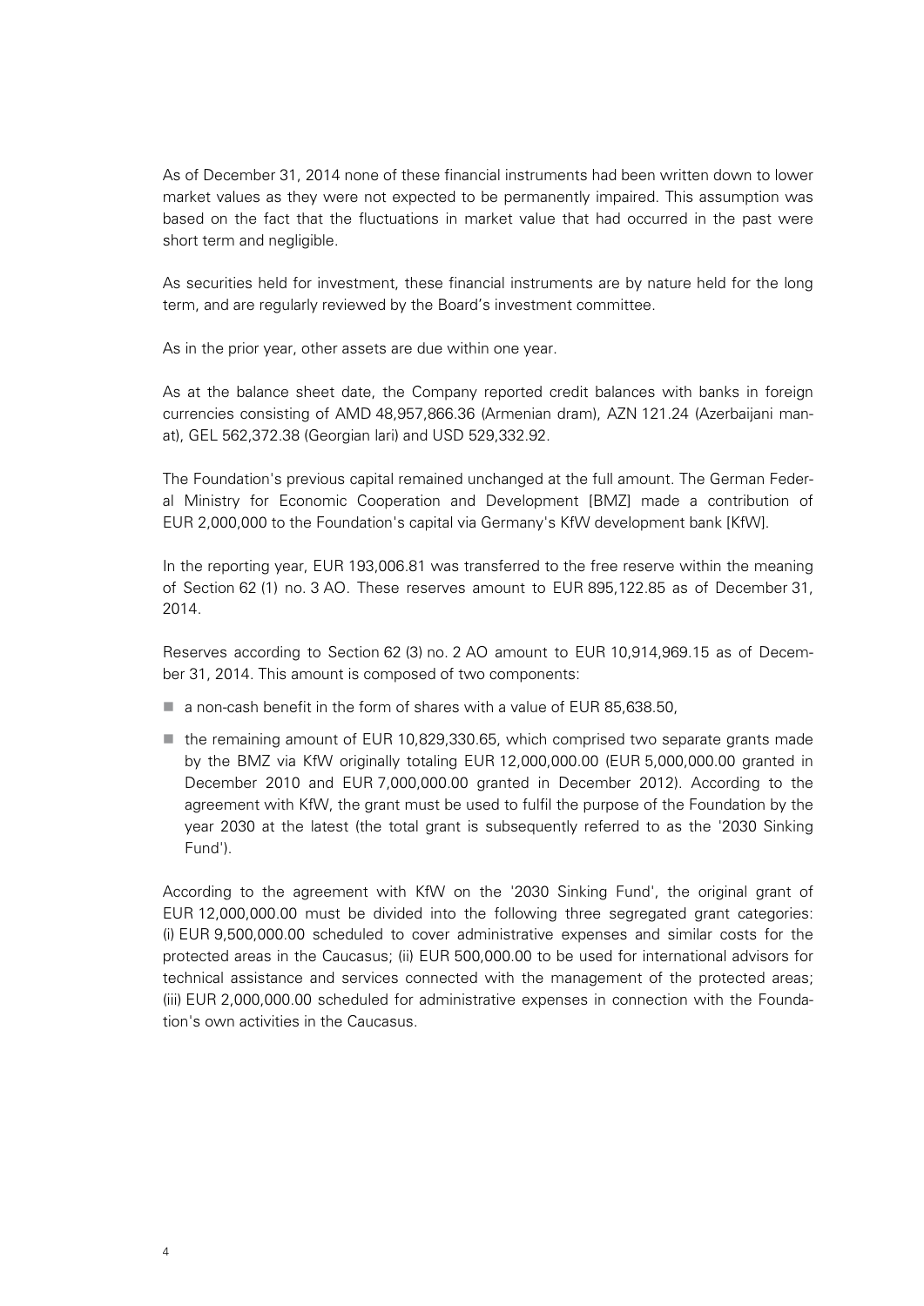As of December 31, 2014 none of these financial instruments had been written down to lower market values as they were not expected to be permanently impaired. This assumption was based on the fact that the fluctuations in market value that had occurred in the past were short term and negligible.

As securities held for investment, these financial instruments are by nature held for the long term, and are regularly reviewed by the Board's investment committee.

As in the prior year, other assets are due within one year.

As at the balance sheet date, the Company reported credit balances with banks in foreign currencies consisting of AMD 48,957,866.36 (Armenian dram), AZN 121.24 (Azerbaijani manat), GEL 562,372.38 (Georgian lari) and USD 529,332.92.

The Foundation's previous capital remained unchanged at the full amount. The German Federal Ministry for Economic Cooperation and Development [BMZ] made a contribution of EUR 2,000,000 to the Foundation's capital via Germany's KfW development bank [KfW].

In the reporting year, EUR 193,006.81 was transferred to the free reserve within the meaning of Section 62 (1) no. 3 AO. These reserves amount to EUR 895,122.85 as of December 31, 2014.

Reserves according to Section 62 (3) no. 2 AO amount to EUR 10,914,969.15 as of December 31, 2014. This amount is composed of two components:

- a non-cash benefit in the form of shares with a value of EUR 85,638.50,
- the remaining amount of EUR 10,829,330.65, which comprised two separate grants made by the BMZ via KfW originally totaling EUR 12,000,000.00 (EUR 5,000,000.00 granted in December 2010 and EUR 7,000,000.00 granted in December 2012). According to the agreement with KfW, the grant must be used to fulfil the purpose of the Foundation by the year 2030 at the latest (the total grant is subsequently referred to as the '2030 Sinking Fund').

According to the agreement with KfW on the '2030 Sinking Fund', the original grant of EUR 12,000,000.00 must be divided into the following three segregated grant categories: (i) EUR 9,500,000.00 scheduled to cover administrative expenses and similar costs for the protected areas in the Caucasus; (ii) EUR 500,000.00 to be used for international advisors for technical assistance and services connected with the management of the protected areas; (iii) EUR 2,000,000.00 scheduled for administrative expenses in connection with the Foundation's own activities in the Caucasus.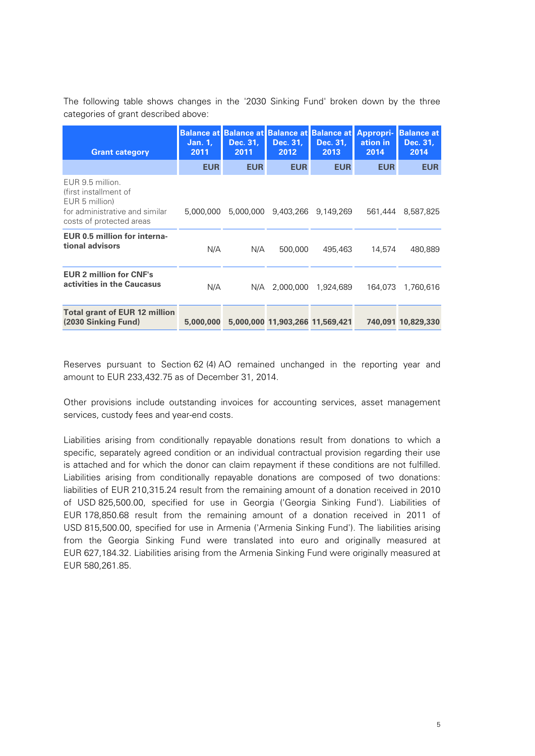The following table shows changes in the '2030 Sinking Fund' broken down by the three categories of grant described above:

| Grant category | Balance at Jan. 1, 2011 | Balance at Dec. 31, 2011 | Balance at Dec. 31, 2012 | Balance at Dec. 31, 2013 | Appropri-ation in 2014 | Balance at Dec. 31, 2014 |
|---|---|---|---|---|---|---|
| | EUR | EUR | EUR | EUR | EUR | EUR |
| EUR 9.5 million. (first installment of EUR 5 million) for administrative and similar costs of protected areas | 5,000,000 | 5,000,000 | 9,403,266 | 9,149,269 | 561,444 | 8,587,825 |
| **EUR 0.5 million for interna-tional advisors** | N/A | N/A | 500,000 | 495,463 | 14,574 | 480,889 |
| **EUR 2 million for CNF's activities in the Caucasus** | N/A | N/A | 2,000,000 | 1,924,689 | 164,073 | 1,760,616 |
| **Total grant of EUR 12 million (2030 Sinking Fund)** | **5,000,000** | **5,000,000** | **11,903,266** | **11,569,421** | **740,091** | **10,829,330** |

Reserves pursuant to Section 62 (4) AO remained unchanged in the reporting year and amount to EUR 233,432.75 as of December 31, 2014.

Other provisions include outstanding invoices for accounting services, asset management services, custody fees and year-end costs.

Liabilities arising from conditionally repayable donations result from donations to which a specific, separately agreed condition or an individual contractual provision regarding their use is attached and for which the donor can claim repayment if these conditions are not fulfilled. Liabilities arising from conditionally repayable donations are composed of two donations: liabilities of EUR 210,315.24 result from the remaining amount of a donation received in 2010 of USD 825,500.00, specified for use in Georgia ('Georgia Sinking Fund'). Liabilities of EUR 178,850.68 result from the remaining amount of a donation received in 2011 of USD 815,500.00, specified for use in Armenia ('Armenia Sinking Fund'). The liabilities arising from the Georgia Sinking Fund were translated into euro and originally measured at EUR 627,184.32. Liabilities arising from the Armenia Sinking Fund were originally measured at EUR 580,261.85.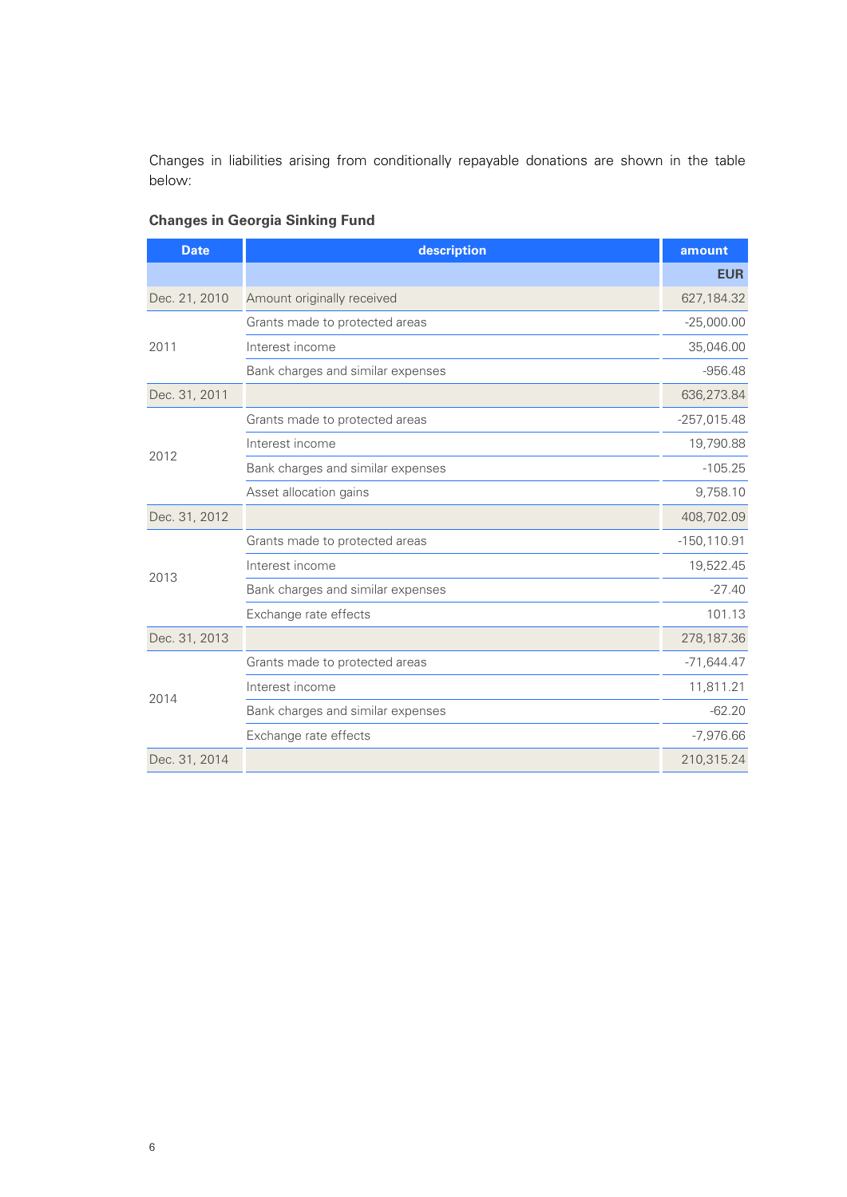Changes in liabilities arising from conditionally repayable donations are shown in the table below:

**Changes in Georgia Sinking Fund**

| Date | description | amount |
|---|---|---|
| | | EUR |
| Dec. 21, 2010 | Amount originally received | 627,184.32 |
| 2011 | Grants made to protected areas | -25,000.00 |
| | Interest income | 35,046.00 |
| | Bank charges and similar expenses | -956.48 |
| Dec. 31, 2011 | | 636,273.84 |
| 2012 | Grants made to protected areas | -257,015.48 |
| | Interest income | 19,790.88 |
| | Bank charges and similar expenses | -105.25 |
| | Asset allocation gains | 9,758.10 |
| Dec. 31, 2012 | | 408,702.09 |
| 2013 | Grants made to protected areas | -150,110.91 |
| | Interest income | 19,522.45 |
| | Bank charges and similar expenses | -27.40 |
| | Exchange rate effects | 101.13 |
| Dec. 31, 2013 | | 278,187.36 |
| 2014 | Grants made to protected areas | -71,644.47 |
| | Interest income | 11,811.21 |
| | Bank charges and similar expenses | -62.20 |
| | Exchange rate effects | -7,976.66 |
| Dec. 31, 2014 | | 210,315.24 |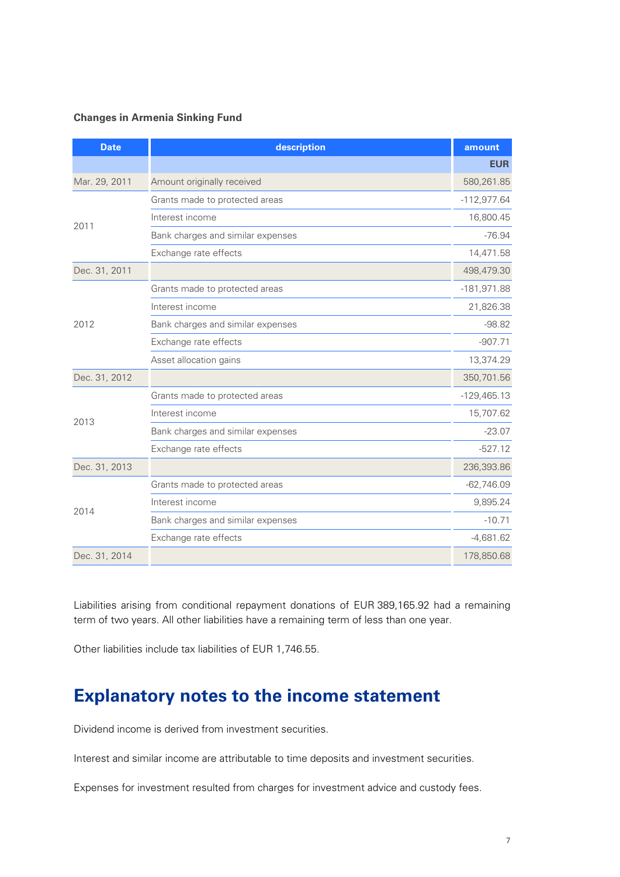**Changes in Armenia Sinking Fund**

| Date | description | amount |
|---|---|---|
| | | EUR |
| Mar. 29, 2011 | Amount originally received | 580,261.85 |
| 2011 | Grants made to protected areas | -112,977.64 |
| | Interest income | 16,800.45 |
| | Bank charges and similar expenses | -76.94 |
| | Exchange rate effects | 14,471.58 |
| Dec. 31, 2011 | | 498,479.30 |
| 2012 | Grants made to protected areas | -181,971.88 |
| | Interest income | 21,826.38 |
| | Bank charges and similar expenses | -98.82 |
| | Exchange rate effects | -907.71 |
| | Asset allocation gains | 13,374.29 |
| Dec. 31, 2012 | | 350,701.56 |
| 2013 | Grants made to protected areas | -129,465.13 |
| | Interest income | 15,707.62 |
| | Bank charges and similar expenses | -23.07 |
| | Exchange rate effects | -527.12 |
| Dec. 31, 2013 | | 236,393.86 |
| 2014 | Grants made to protected areas | -62,746.09 |
| | Interest income | 9,895.24 |
| | Bank charges and similar expenses | -10.71 |
| | Exchange rate effects | -4,681.62 |
| Dec. 31, 2014 | | 178,850.68 |

Liabilities arising from conditional repayment donations of EUR 389,165.92 had a remaining term of two years. All other liabilities have a remaining term of less than one year.

Other liabilities include tax liabilities of EUR 1,746.55.

## Explanatory notes to the income statement

Dividend income is derived from investment securities.

Interest and similar income are attributable to time deposits and investment securities.

Expenses for investment resulted from charges for investment advice and custody fees.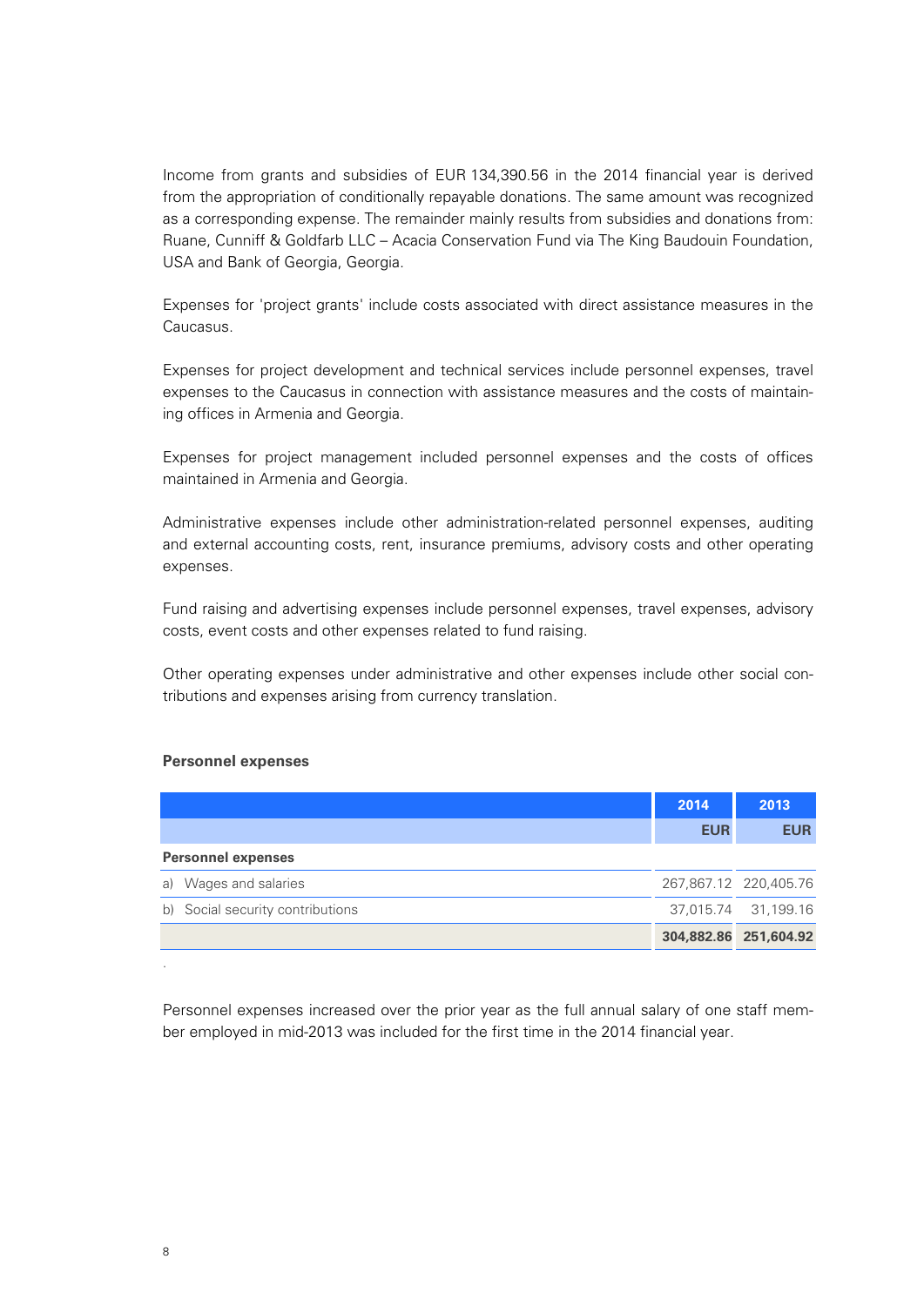Income from grants and subsidies of EUR 134,390.56 in the 2014 financial year is derived from the appropriation of conditionally repayable donations. The same amount was recognized as a corresponding expense. The remainder mainly results from subsidies and donations from: Ruane, Cunniff & Goldfarb LLC – Acacia Conservation Fund via The King Baudouin Foundation, USA and Bank of Georgia, Georgia.

Expenses for 'project grants' include costs associated with direct assistance measures in the Caucasus.

Expenses for project development and technical services include personnel expenses, travel expenses to the Caucasus in connection with assistance measures and the costs of maintaining offices in Armenia and Georgia.

Expenses for project management included personnel expenses and the costs of offices maintained in Armenia and Georgia.

Administrative expenses include other administration-related personnel expenses, auditing and external accounting costs, rent, insurance premiums, advisory costs and other operating expenses.

Fund raising and advertising expenses include personnel expenses, travel expenses, advisory costs, event costs and other expenses related to fund raising.

Other operating expenses under administrative and other expenses include other social contributions and expenses arising from currency translation.

**Personnel expenses**

| | 2014 | 2013 |
|---|---|---|
| | EUR | EUR |
| **Personnel expenses** | | |
| a) Wages and salaries | 267,867.12 | 220,405.76 |
| b) Social security contributions | 37,015.74 | 31,199.16 |
| | **304,882.86** | **251,604.92** |

Personnel expenses increased over the prior year as the full annual salary of one staff member employed in mid-2013 was included for the first time in the 2014 financial year.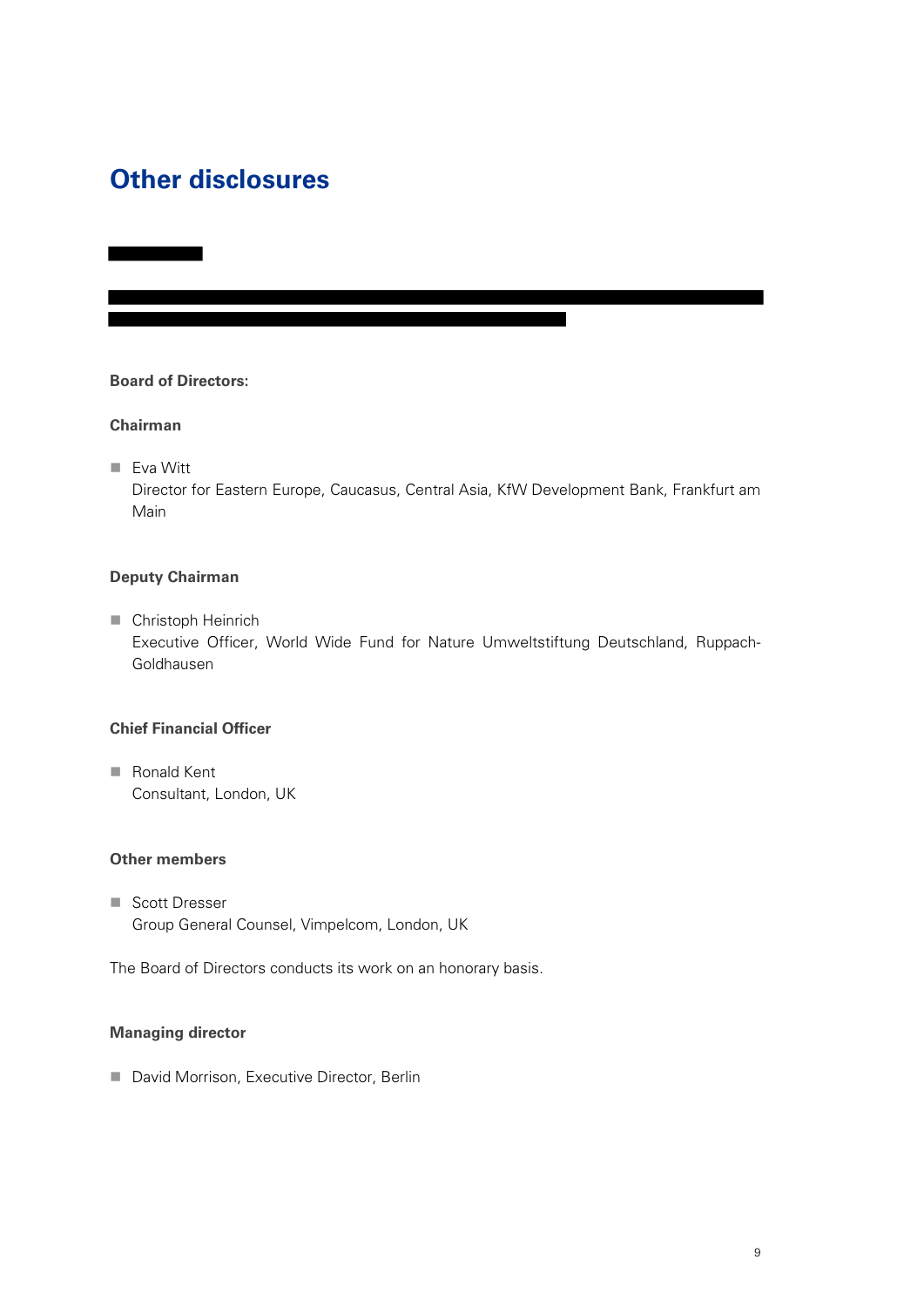# Other disclosures

**Board of Directors:**

**Chairman**

- Eva Witt
  Director for Eastern Europe, Caucasus, Central Asia, KfW Development Bank, Frankfurt am Main

**Deputy Chairman**

- Christoph Heinrich
  Executive Officer, World Wide Fund for Nature Umweltstiftung Deutschland, Ruppach-Goldhausen

**Chief Financial Officer**

- Ronald Kent
  Consultant, London, UK

**Other members**

- Scott Dresser
  Group General Counsel, Vimpelcom, London, UK

The Board of Directors conducts its work on an honorary basis.

**Managing director**

- David Morrison, Executive Director, Berlin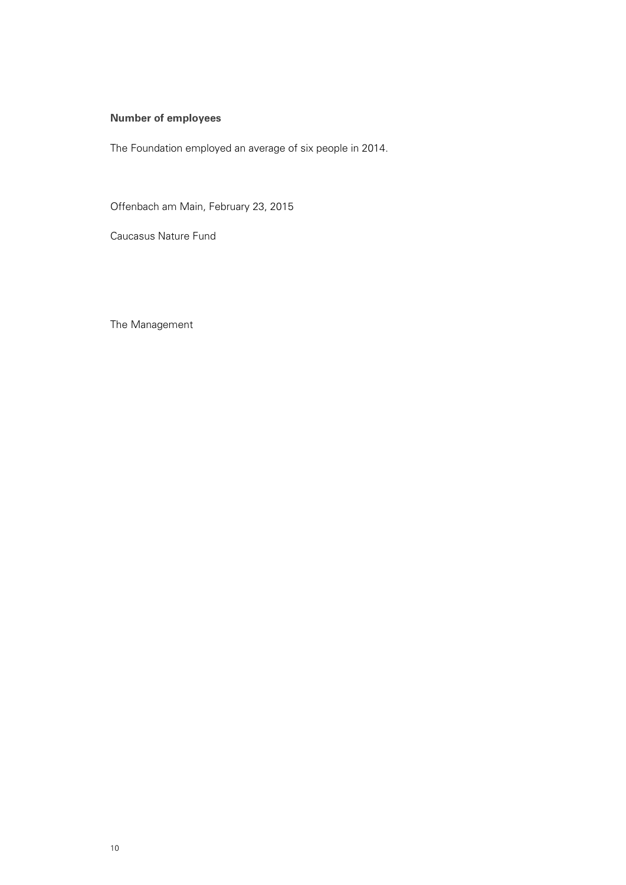**Number of employees**

The Foundation employed an average of six people in 2014.

Offenbach am Main, February 23, 2015

Caucasus Nature Fund

The Management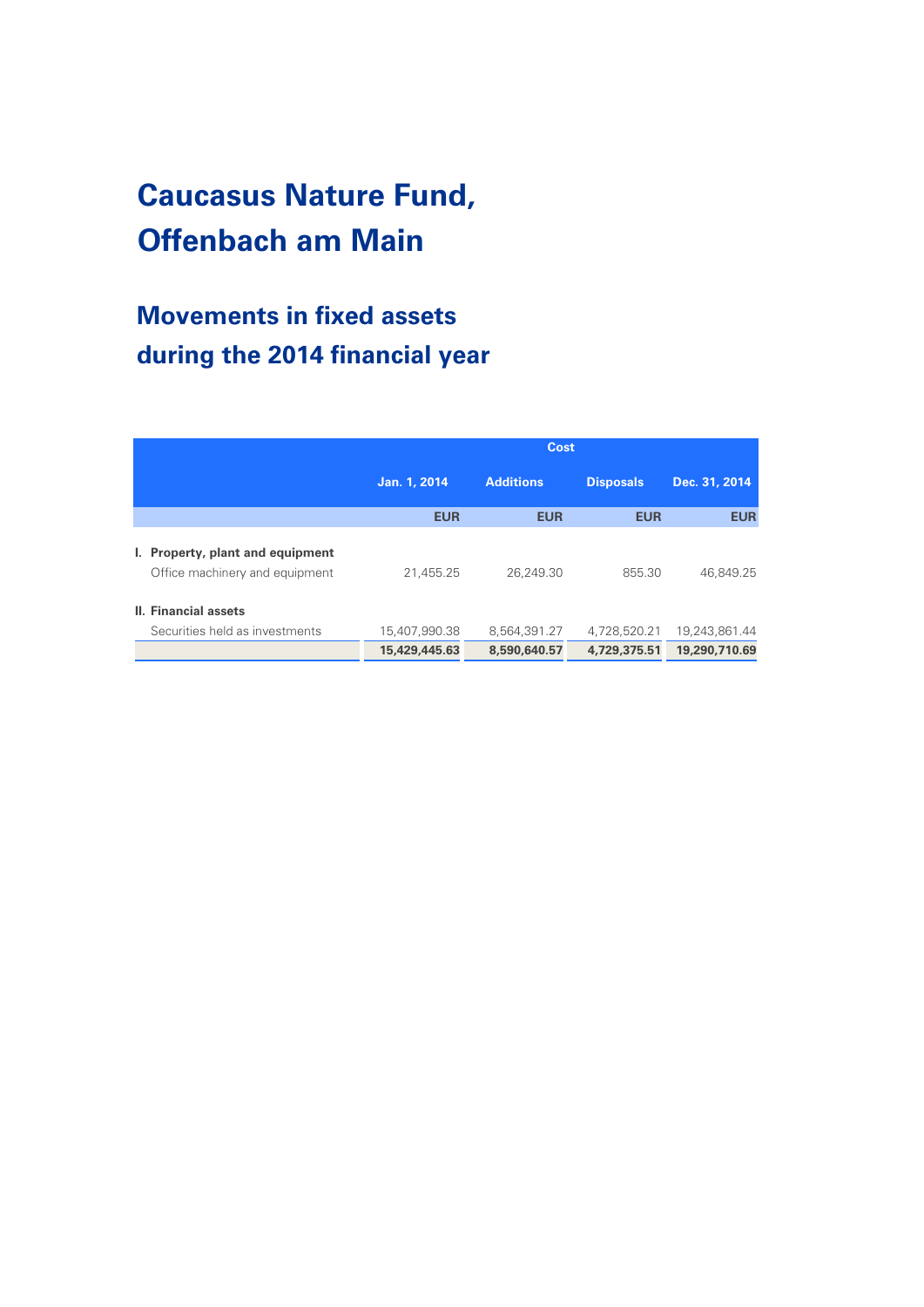# Caucasus Nature Fund, Offenbach am Main

## Movements in fixed assets during the 2014 financial year

| | Cost | | | |
|---|---|---|---|---|
| | Jan. 1, 2014 | Additions | Disposals | Dec. 31, 2014 |
| | EUR | EUR | EUR | EUR |
| **I. Property, plant and equipment** | | | | |
| Office machinery and equipment | 21,455.25 | 26,249.30 | 855.30 | 46,849.25 |
| **II. Financial assets** | | | | |
| Securities held as investments | 15,407,990.38 | 8,564,391.27 | 4,728,520.21 | 19,243,861.44 |
| | **15,429,445.63** | **8,590,640.57** | **4,729,375.51** | **19,290,710.69** |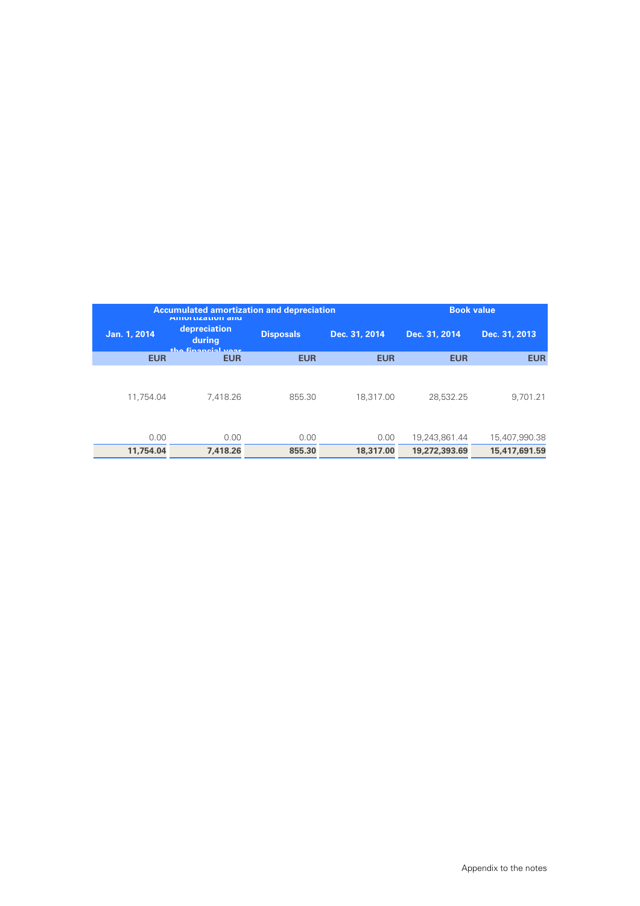| Accumulated amortization and depreciation | | | | Book value | |
|---|---|---|---|---|---|
| Jan. 1, 2014 | Amortization and depreciation during the financial year | Disposals | Dec. 31, 2014 | Dec. 31, 2014 | Dec. 31, 2013 |
| EUR | EUR | EUR | EUR | EUR | EUR |
| 11,754.04 | 7,418.26 | 855.30 | 18,317.00 | 28,532.25 | 9,701.21 |
| 0.00 | 0.00 | 0.00 | 0.00 | 19,243,861.44 | 15,407,990.38 |
| **11,754.04** | **7,418.26** | **855.30** | **18,317.00** | **19,272,393.69** | **15,417,691.59** |

Appendix to the notes